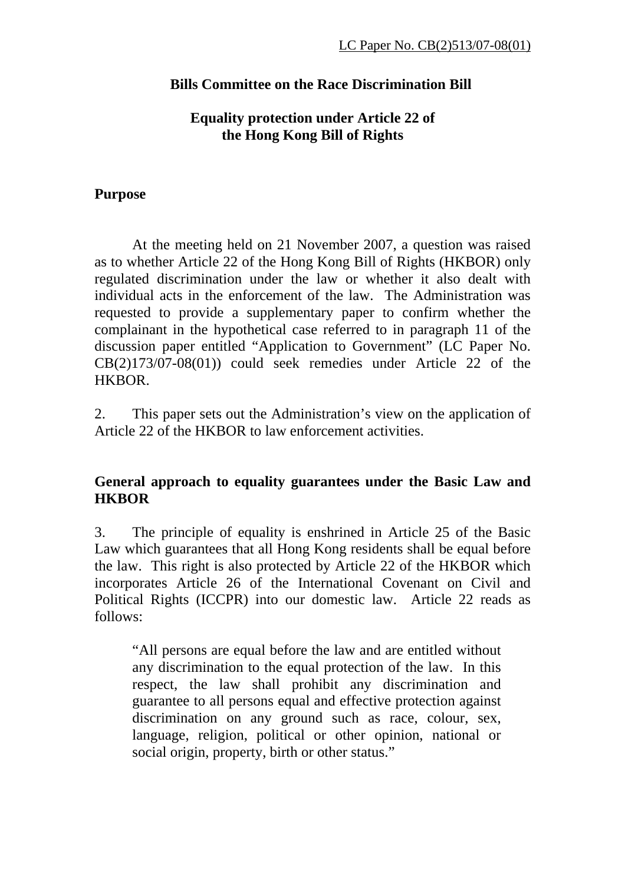LC Paper No. CB(2)513/07-08(01)

**Bills Committee on the Race Discrimination Bill**

**Equality protection under Article 22 of the Hong Kong Bill of Rights**

## Purpose

At the meeting held on 21 November 2007, a question was raised as to whether Article 22 of the Hong Kong Bill of Rights (HKBOR) only regulated discrimination under the law or whether it also dealt with individual acts in the enforcement of the law. The Administration was requested to provide a supplementary paper to confirm whether the complainant in the hypothetical case referred to in paragraph 11 of the discussion paper entitled "Application to Government" (LC Paper No. CB(2)173/07-08(01)) could seek remedies under Article 22 of the HKBOR.

2. This paper sets out the Administration's view on the application of Article 22 of the HKBOR to law enforcement activities.

## General approach to equality guarantees under the Basic Law and HKBOR

3. The principle of equality is enshrined in Article 25 of the Basic Law which guarantees that all Hong Kong residents shall be equal before the law. This right is also protected by Article 22 of the HKBOR which incorporates Article 26 of the International Covenant on Civil and Political Rights (ICCPR) into our domestic law. Article 22 reads as follows:

> "All persons are equal before the law and are entitled without any discrimination to the equal protection of the law. In this respect, the law shall prohibit any discrimination and guarantee to all persons equal and effective protection against discrimination on any ground such as race, colour, sex, language, religion, political or other opinion, national or social origin, property, birth or other status."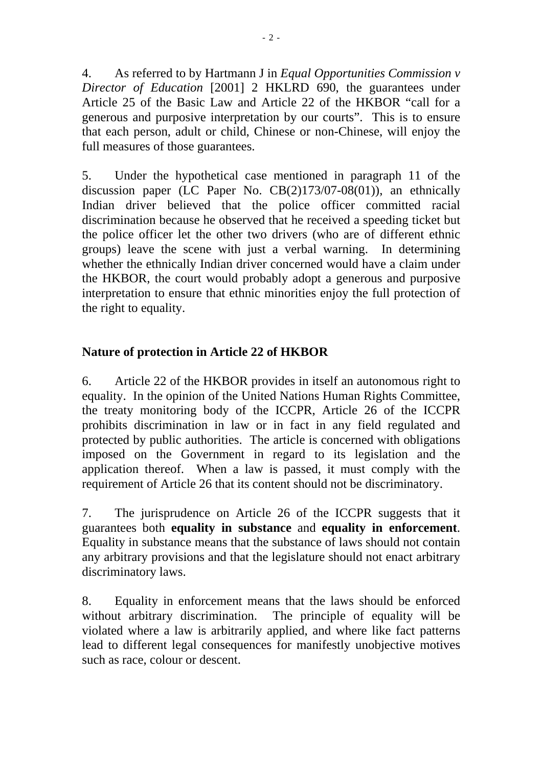4. As referred to by Hartmann J in *Equal Opportunities Commission v Director of Education* [2001] 2 HKLRD 690, the guarantees under Article 25 of the Basic Law and Article 22 of the HKBOR "call for a generous and purposive interpretation by our courts". This is to ensure that each person, adult or child, Chinese or non-Chinese, will enjoy the full measures of those guarantees.

5. Under the hypothetical case mentioned in paragraph 11 of the discussion paper (LC Paper No. CB(2)173/07-08(01)), an ethnically Indian driver believed that the police officer committed racial discrimination because he observed that he received a speeding ticket but the police officer let the other two drivers (who are of different ethnic groups) leave the scene with just a verbal warning. In determining whether the ethnically Indian driver concerned would have a claim under the HKBOR, the court would probably adopt a generous and purposive interpretation to ensure that ethnic minorities enjoy the full protection of the right to equality.

**Nature of protection in Article 22 of HKBOR**

6. Article 22 of the HKBOR provides in itself an autonomous right to equality. In the opinion of the United Nations Human Rights Committee, the treaty monitoring body of the ICCPR, Article 26 of the ICCPR prohibits discrimination in law or in fact in any field regulated and protected by public authorities. The article is concerned with obligations imposed on the Government in regard to its legislation and the application thereof. When a law is passed, it must comply with the requirement of Article 26 that its content should not be discriminatory.

7. The jurisprudence on Article 26 of the ICCPR suggests that it guarantees both **equality in substance** and **equality in enforcement**. Equality in substance means that the substance of laws should not contain any arbitrary provisions and that the legislature should not enact arbitrary discriminatory laws.

8. Equality in enforcement means that the laws should be enforced without arbitrary discrimination. The principle of equality will be violated where a law is arbitrarily applied, and where like fact patterns lead to different legal consequences for manifestly unobjective motives such as race, colour or descent.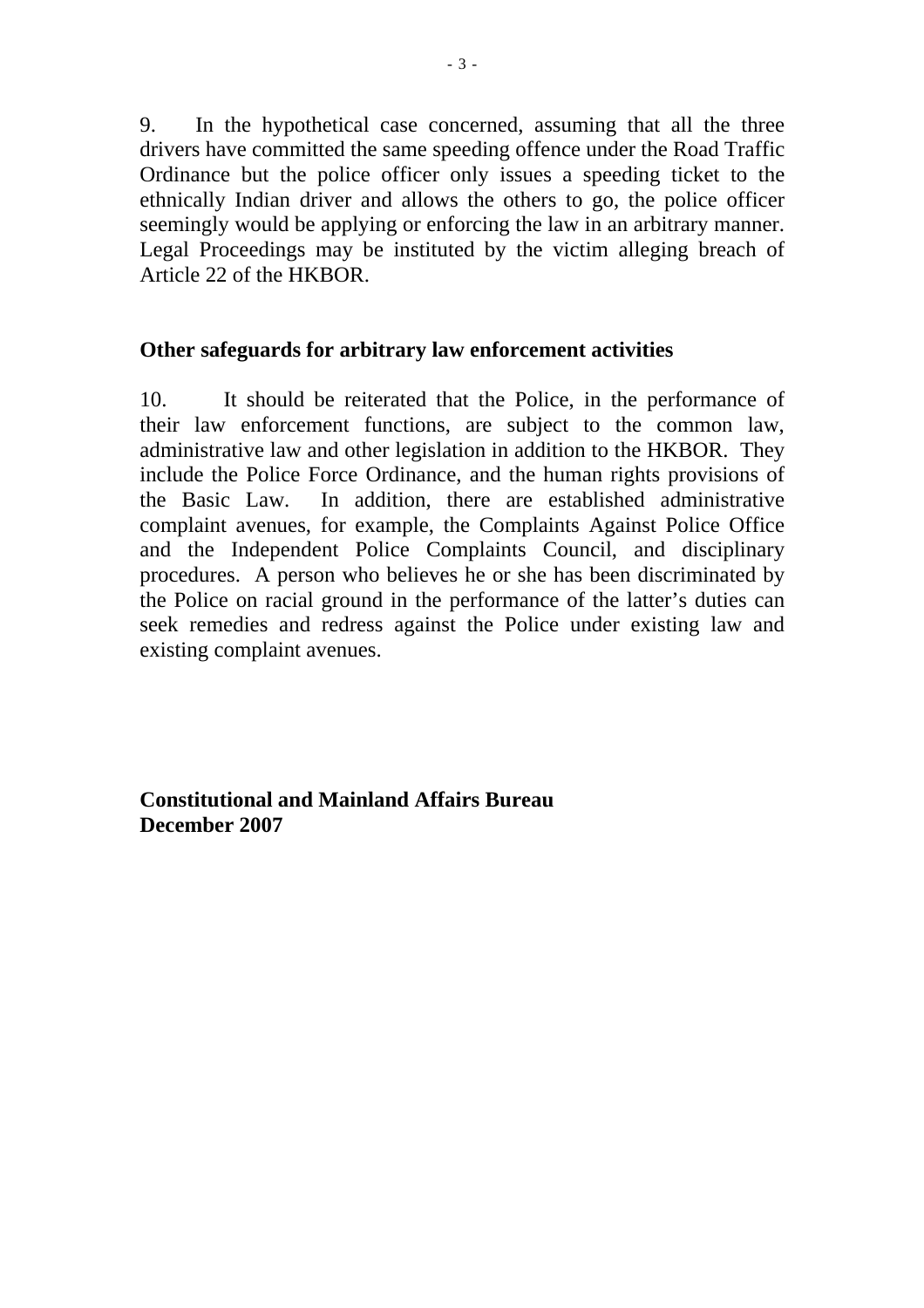9. In the hypothetical case concerned, assuming that all the three drivers have committed the same speeding offence under the Road Traffic Ordinance but the police officer only issues a speeding ticket to the ethnically Indian driver and allows the others to go, the police officer seemingly would be applying or enforcing the law in an arbitrary manner. Legal Proceedings may be instituted by the victim alleging breach of Article 22 of the HKBOR.

**Other safeguards for arbitrary law enforcement activities**

10. It should be reiterated that the Police, in the performance of their law enforcement functions, are subject to the common law, administrative law and other legislation in addition to the HKBOR. They include the Police Force Ordinance, and the human rights provisions of the Basic Law. In addition, there are established administrative complaint avenues, for example, the Complaints Against Police Office and the Independent Police Complaints Council, and disciplinary procedures. A person who believes he or she has been discriminated by the Police on racial ground in the performance of the latter's duties can seek remedies and redress against the Police under existing law and existing complaint avenues.

**Constitutional and Mainland Affairs Bureau**
**December 2007**